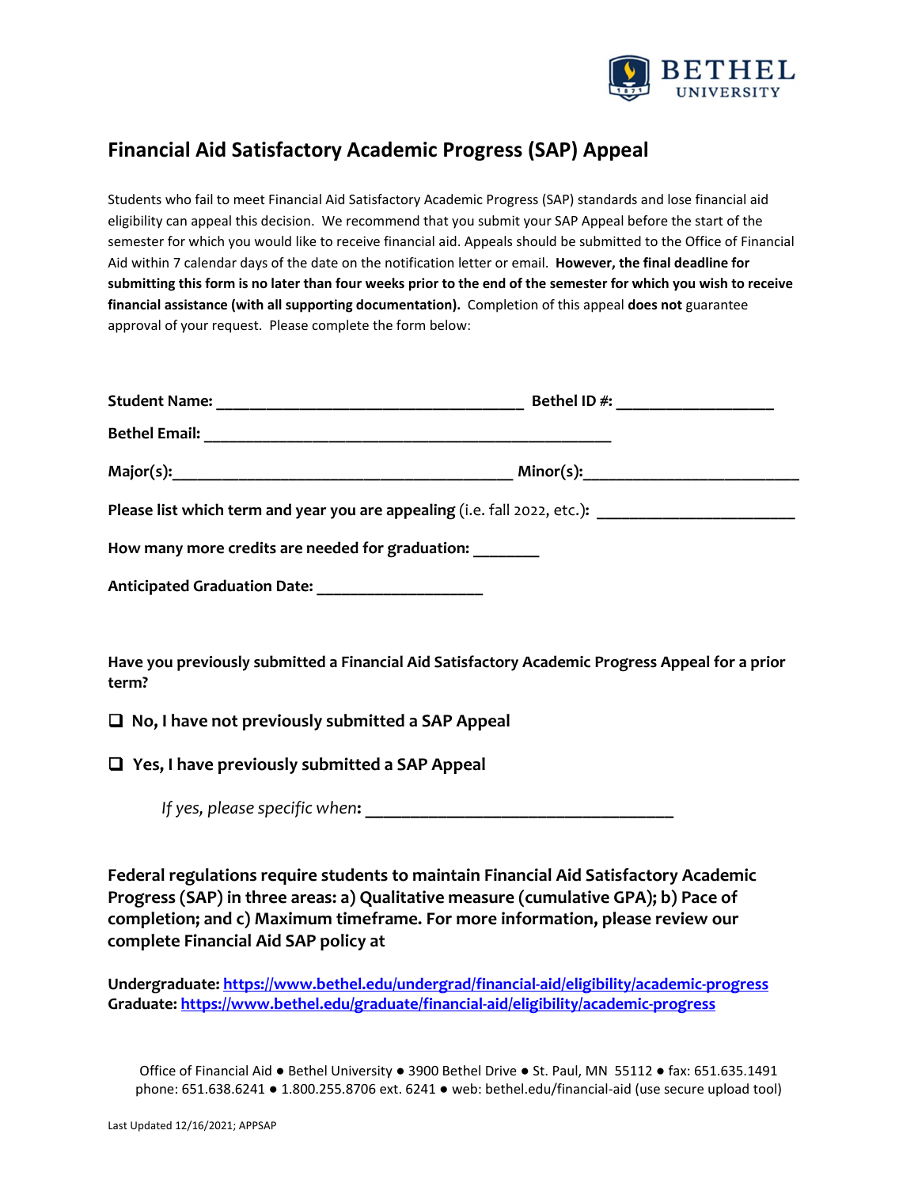BETHEL UNIVERSITY

# Financial Aid Satisfactory Academic Progress (SAP) Appeal

Students who fail to meet Financial Aid Satisfactory Academic Progress (SAP) standards and lose financial aid eligibility can appeal this decision. We recommend that you submit your SAP Appeal before the start of the semester for which you would like to receive financial aid. Appeals should be submitted to the Office of Financial Aid within 7 calendar days of the date on the notification letter or email. **However, the final deadline for submitting this form is no later than four weeks prior to the end of the semester for which you wish to receive financial assistance (with all supporting documentation).** Completion of this appeal **does not** guarantee approval of your request. Please complete the form below:

**Student Name:** ____________________________________ **Bethel ID #:** __________________

**Bethel Email:** _______________________________________________

**Major(s):**________________________________________ **Minor(s):**_________________________

**Please list which term and year you are appealing** (i.e. fall 2022, etc.)**:** _______________________

**How many more credits are needed for graduation:** ________

**Anticipated Graduation Date:** ___________________

**Have you previously submitted a Financial Aid Satisfactory Academic Progress Appeal for a prior term?**

- ☐ **No, I have not previously submitted a SAP Appeal**
- ☐ **Yes, I have previously submitted a SAP Appeal**

  *If yes, please specific when*: ____________________________________

**Federal regulations require students to maintain Financial Aid Satisfactory Academic Progress (SAP) in three areas: a) Qualitative measure (cumulative GPA); b) Pace of completion; and c) Maximum timeframe. For more information, please review our complete Financial Aid SAP policy at**

**Undergraduate: https://www.bethel.edu/undergrad/financial-aid/eligibility/academic-progress**
**Graduate: https://www.bethel.edu/graduate/financial-aid/eligibility/academic-progress**

Office of Financial Aid ● Bethel University ● 3900 Bethel Drive ● St. Paul, MN 55112 ● fax: 651.635.1491
phone: 651.638.6241 ● 1.800.255.8706 ext. 6241 ● web: bethel.edu/financial-aid (use secure upload tool)

Last Updated 12/16/2021; APPSAP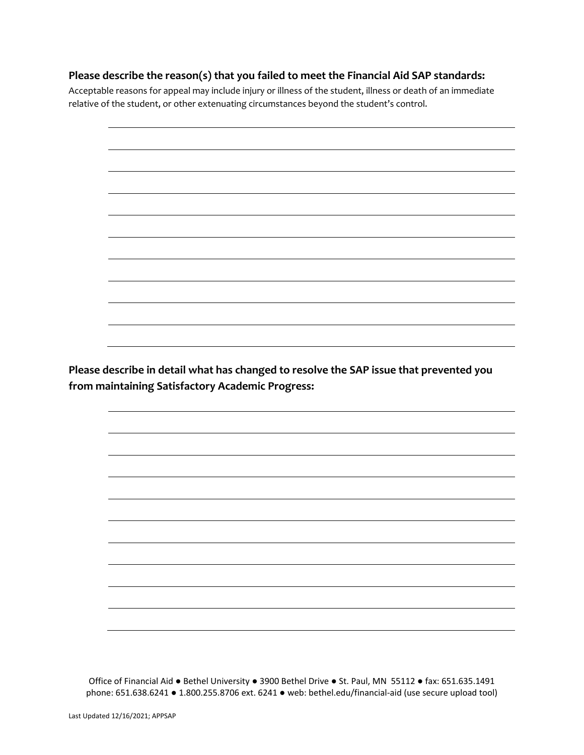**Please describe the reason(s) that you failed to meet the Financial Aid SAP standards:**

Acceptable reasons for appeal may include injury or illness of the student, illness or death of an immediate relative of the student, or other extenuating circumstances beyond the student's control.

______________________________________________________________________

______________________________________________________________________

______________________________________________________________________

______________________________________________________________________

______________________________________________________________________

______________________________________________________________________

______________________________________________________________________

______________________________________________________________________

______________________________________________________________________

______________________________________________________________________

**Please describe in detail what has changed to resolve the SAP issue that prevented you from maintaining Satisfactory Academic Progress:**

______________________________________________________________________

______________________________________________________________________

______________________________________________________________________

______________________________________________________________________

______________________________________________________________________

______________________________________________________________________

______________________________________________________________________

______________________________________________________________________

______________________________________________________________________

______________________________________________________________________

Office of Financial Aid ● Bethel University ● 3900 Bethel Drive ● St. Paul, MN 55112 ● fax: 651.635.1491
phone: 651.638.6241 ● 1.800.255.8706 ext. 6241 ● web: bethel.edu/financial-aid (use secure upload tool)

Last Updated 12/16/2021; APPSAP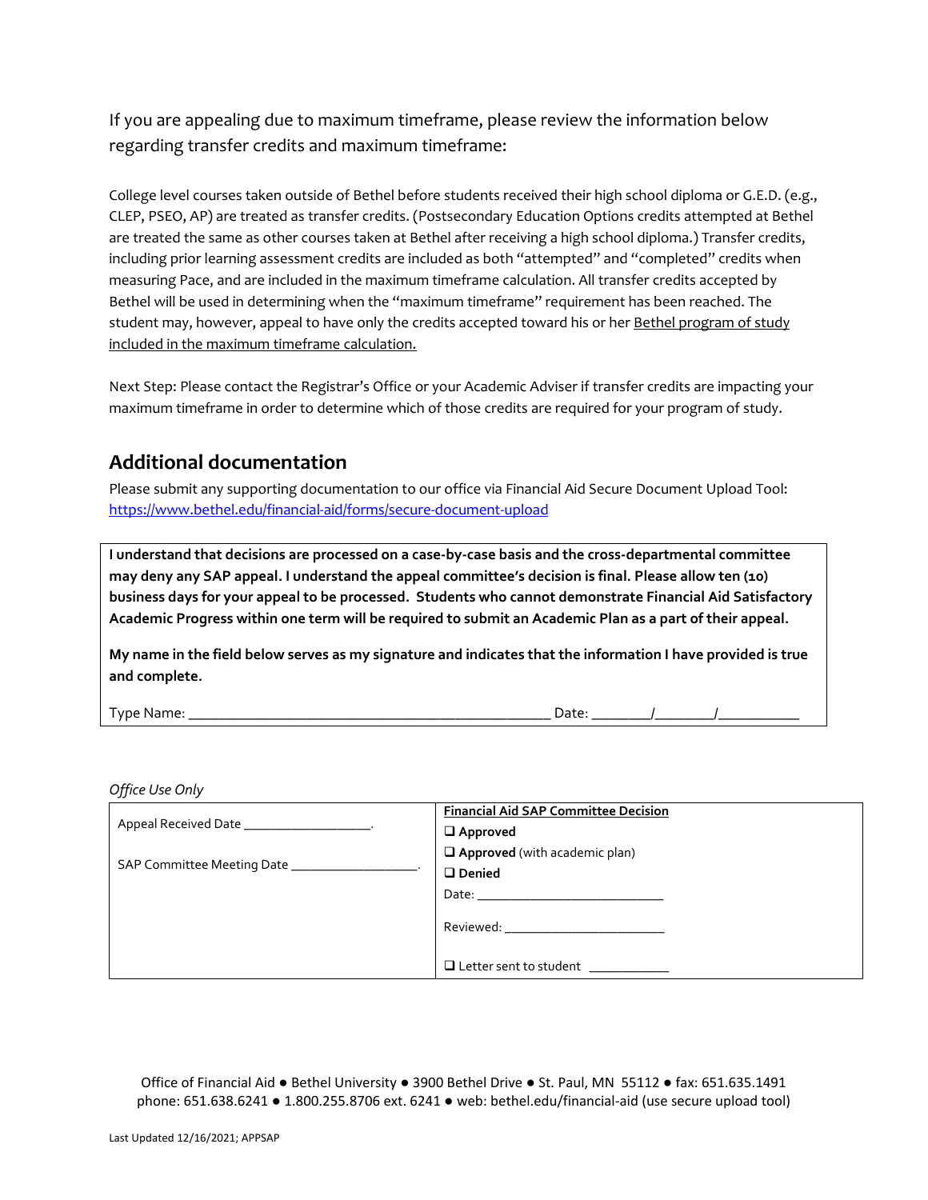If you are appealing due to maximum timeframe, please review the information below regarding transfer credits and maximum timeframe:

College level courses taken outside of Bethel before students received their high school diploma or G.E.D. (e.g., CLEP, PSEO, AP) are treated as transfer credits. (Postsecondary Education Options credits attempted at Bethel are treated the same as other courses taken at Bethel after receiving a high school diploma.) Transfer credits, including prior learning assessment credits are included as both "attempted" and "completed" credits when measuring Pace, and are included in the maximum timeframe calculation. All transfer credits accepted by Bethel will be used in determining when the "maximum timeframe" requirement has been reached. The student may, however, appeal to have only the credits accepted toward his or her Bethel program of study included in the maximum timeframe calculation.

Next Step: Please contact the Registrar's Office or your Academic Adviser if transfer credits are impacting your maximum timeframe in order to determine which of those credits are required for your program of study.

## Additional documentation

Please submit any supporting documentation to our office via Financial Aid Secure Document Upload Tool: https://www.bethel.edu/financial-aid/forms/secure-document-upload

**I understand that decisions are processed on a case-by-case basis and the cross-departmental committee may deny any SAP appeal. I understand the appeal committee's decision is final. Please allow ten (10) business days for your appeal to be processed. Students who cannot demonstrate Financial Aid Satisfactory Academic Progress within one term will be required to submit an Academic Plan as a part of their appeal.**

**My name in the field below serves as my signature and indicates that the information I have provided is true and complete.**

Type Name: ________________________________________________ Date: ________/________/___________

*Office Use Only*

| | |
|---|---|
| Appeal Received Date ___________________. <br><br> SAP Committee Meeting Date ___________________. | **Financial Aid SAP Committee Decision** <br> ❑ **Approved** <br> ❑ **Approved** (with academic plan) <br> ❑ **Denied** <br> Date: ___________________________ <br><br> Reviewed: ________________________ <br><br> ❑ Letter sent to student ____________ |

Office of Financial Aid ● Bethel University ● 3900 Bethel Drive ● St. Paul, MN 55112 ● fax: 651.635.1491
phone: 651.638.6241 ● 1.800.255.8706 ext. 6241 ● web: bethel.edu/financial-aid (use secure upload tool)

Last Updated 12/16/2021; APPSAP